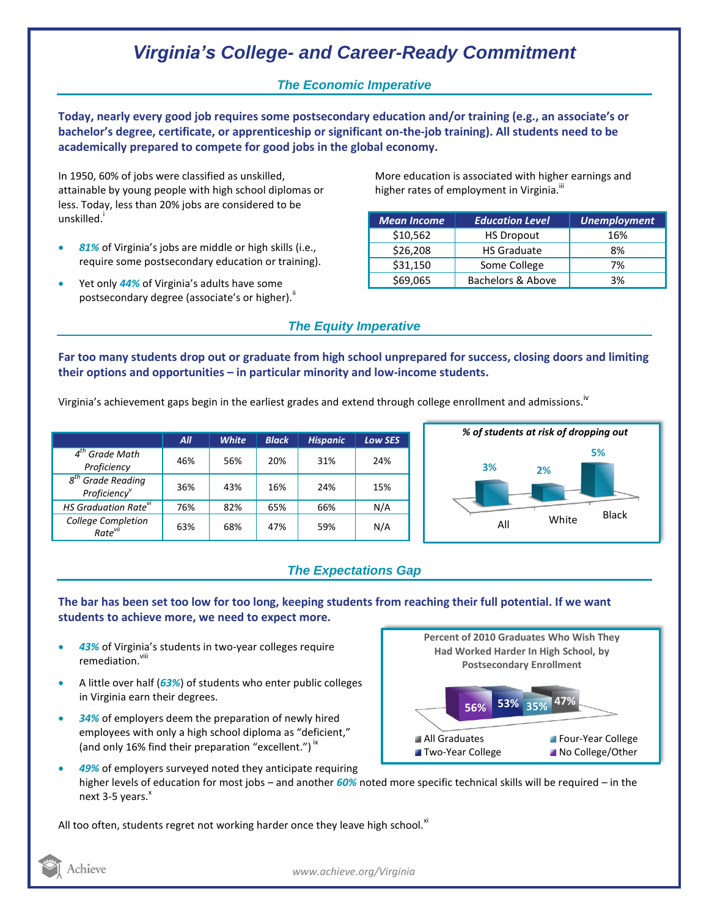# Virginia's College- and Career-Ready Commitment

## The Economic Imperative

**Today, nearly every good job requires some postsecondary education and/or training (e.g., an associate's or bachelor's degree, certificate, or apprenticeship or significant on-the-job training). All students need to be academically prepared to compete for good jobs in the global economy.**

In 1950, 60% of jobs were classified as unskilled, attainable by young people with high school diplomas or less. Today, less than 20% jobs are considered to be unskilled.[i]

- ***81%*** of Virginia's jobs are middle or high skills (i.e., require some postsecondary education or training).
- Yet only ***44%*** of Virginia's adults have some postsecondary degree (associate's or higher).[ii]

More education is associated with higher earnings and higher rates of employment in Virginia.[iii]

| Mean Income | Education Level | Unemployment |
|---|---|---|
| $10,562 | HS Dropout | 16% |
| $26,208 | HS Graduate | 8% |
| $31,150 | Some College | 7% |
| $69,065 | Bachelors & Above | 3% |

## The Equity Imperative

**Far too many students drop out or graduate from high school unprepared for success, closing doors and limiting their options and opportunities – in particular minority and low-income students.**

Virginia's achievement gaps begin in the earliest grades and extend through college enrollment and admissions.[iv]

| | All | White | Black | Hispanic | Low SES |
|---|---|---|---|---|---|
| 4th Grade Math Proficiency | 46% | 56% | 20% | 31% | 24% |
| 8th Grade Reading Proficiency[v] | 36% | 43% | 16% | 24% | 15% |
| HS Graduation Rate[vi] | 76% | 82% | 65% | 66% | N/A |
| College Completion Rate[vii] | 63% | 68% | 47% | 59% | N/A |

*% of students at risk of dropping out*

| All | White | Black |
|---|---|---|
| 3% | 2% | 5% |

## The Expectations Gap

**The bar has been set too low for too long, keeping students from reaching their full potential. If we want students to achieve more, we need to expect more.**

- ***43%*** of Virginia's students in two-year colleges require remediation.[viii]
- A little over half (***63%***) of students who enter public colleges in Virginia earn their degrees.
- ***34%*** of employers deem the preparation of newly hired employees with only a high school diploma as "deficient," (and only 16% find their preparation "excellent.")[ix]
- ***49%*** of employers surveyed noted they anticipate requiring higher levels of education for most jobs – and another ***60%*** noted more specific technical skills will be required – in the next 3-5 years.[x]

**Percent of 2010 Graduates Who Wish They Had Worked Harder In High School, by Postsecondary Enrollment**

| All Graduates | Two-Year College | Four-Year College | No College/Other |
|---|---|---|---|
| 47% | 53% | 35% | 56% |

All too often, students regret not working harder once they leave high school.[xi]

www.achieve.org/Virginia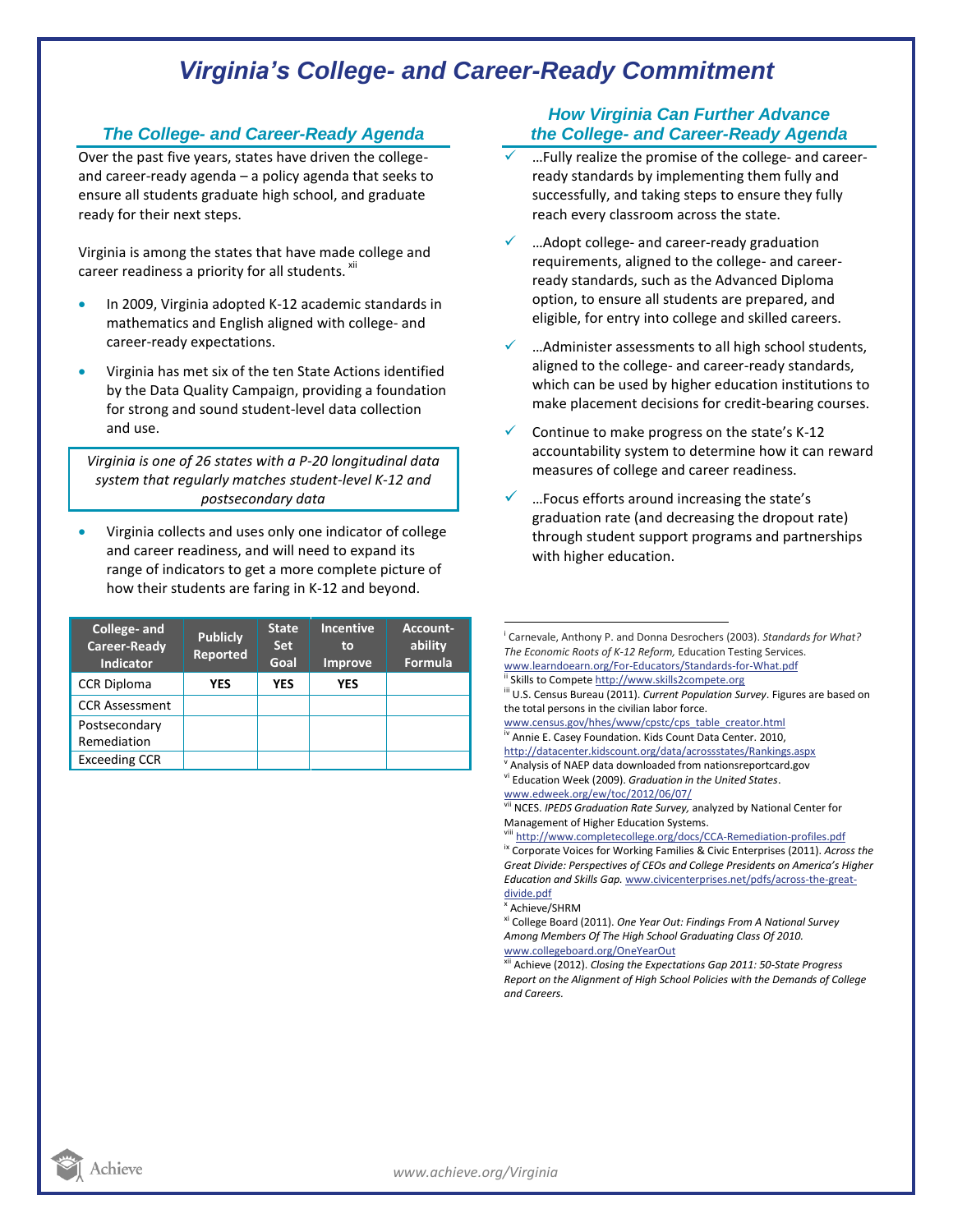# Virginia's College- and Career-Ready Commitment

## The College- and Career-Ready Agenda

Over the past five years, states have driven the college- and career-ready agenda – a policy agenda that seeks to ensure all students graduate high school, and graduate ready for their next steps.

Virginia is among the states that have made college and career readiness a priority for all students.[xii]

- In 2009, Virginia adopted K-12 academic standards in mathematics and English aligned with college- and career-ready expectations.
- Virginia has met six of the ten State Actions identified by the Data Quality Campaign, providing a foundation for strong and sound student-level data collection and use.

*Virginia is one of 26 states with a P-20 longitudinal data system that regularly matches student-level K-12 and postsecondary data*

- Virginia collects and uses only one indicator of college and career readiness, and will need to expand its range of indicators to get a more complete picture of how their students are faring in K-12 and beyond.

| College- and Career-Ready Indicator | Publicly Reported | State Set Goal | Incentive to Improve | Account-ability Formula |
|---|---|---|---|---|
| CCR Diploma | **YES** | **YES** | **YES** | |
| CCR Assessment | | | | |
| Postsecondary Remediation | | | | |
| Exceeding CCR | | | | |

## How Virginia Can Further Advance the College- and Career-Ready Agenda

- ✓ …Fully realize the promise of the college- and career-ready standards by implementing them fully and successfully, and taking steps to ensure they fully reach every classroom across the state.
- ✓ …Adopt college- and career-ready graduation requirements, aligned to the college- and career-ready standards, such as the Advanced Diploma option, to ensure all students are prepared, and eligible, for entry into college and skilled careers.
- ✓ …Administer assessments to all high school students, aligned to the college- and career-ready standards, which can be used by higher education institutions to make placement decisions for credit-bearing courses.
- ✓ Continue to make progress on the state's K-12 accountability system to determine how it can reward measures of college and career readiness.
- ✓ …Focus efforts around increasing the state's graduation rate (and decreasing the dropout rate) through student support programs and partnerships with higher education.

---

[i] Carnevale, Anthony P. and Donna Desrochers (2003). *Standards for What? The Economic Roots of K-12 Reform,* Education Testing Services. www.learndoearn.org/For-Educators/Standards-for-What.pdf

[ii] Skills to Compete http://www.skills2compete.org

[iii] U.S. Census Bureau (2011). *Current Population Survey*. Figures are based on the total persons in the civilian labor force. www.census.gov/hhes/www/cpstc/cps_table_creator.html

[iv] Annie E. Casey Foundation. Kids Count Data Center. 2010, http://datacenter.kidscount.org/data/acrossstates/Rankings.aspx

[v] Analysis of NAEP data downloaded from nationsreportcard.gov

[vi] Education Week (2009). *Graduation in the United States*. www.edweek.org/ew/toc/2012/06/07/

[vii] NCES. *IPEDS Graduation Rate Survey,* analyzed by National Center for Management of Higher Education Systems.

[viii] http://www.completecollege.org/docs/CCA-Remediation-profiles.pdf

[ix] Corporate Voices for Working Families & Civic Enterprises (2011). *Across the Great Divide: Perspectives of CEOs and College Presidents on America's Higher Education and Skills Gap.* www.civicenterprises.net/pdfs/across-the-great-divide.pdf

[x] Achieve/SHRM

[xi] College Board (2011). *One Year Out: Findings From A National Survey Among Members Of The High School Graduating Class Of 2010.* www.collegeboard.org/OneYearOut

[xii] Achieve (2012). *Closing the Expectations Gap 2011: 50-State Progress Report on the Alignment of High School Policies with the Demands of College and Careers.*